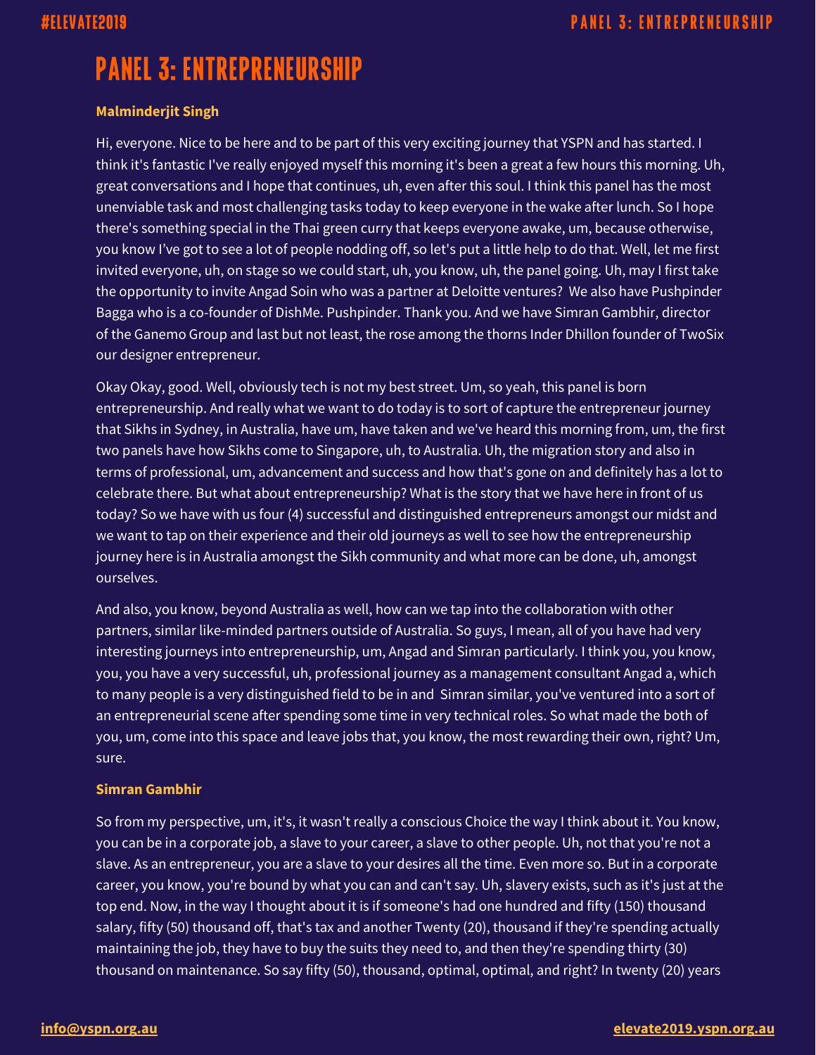# PANEL 3: ENTREPRENEURSHIP

**Malminderjit Singh**

Hi, everyone. Nice to be here and to be part of this very exciting journey that YSPN and has started. I think it's fantastic I've really enjoyed myself this morning it's been a great a few hours this morning. Uh, great conversations and I hope that continues, uh, even after this soul. I think this panel has the most unenviable task and most challenging tasks today to keep everyone in the wake after lunch. So I hope there's something special in the Thai green curry that keeps everyone awake, um, because otherwise, you know I've got to see a lot of people nodding off, so let's put a little help to do that. Well, let me first invited everyone, uh, on stage so we could start, uh, you know, uh, the panel going. Uh, may I first take the opportunity to invite Angad Soin who was a partner at Deloitte ventures? We also have Pushpinder Bagga who is a co-founder of DishMe. Pushpinder. Thank you. And we have Simran Gambhir, director of the Ganemo Group and last but not least, the rose among the thorns Inder Dhillon founder of TwoSix our designer entrepreneur.

Okay Okay, good. Well, obviously tech is not my best street. Um, so yeah, this panel is born entrepreneurship. And really what we want to do today is to sort of capture the entrepreneur journey that Sikhs in Sydney, in Australia, have um, have taken and we've heard this morning from, um, the first two panels have how Sikhs come to Singapore, uh, to Australia. Uh, the migration story and also in terms of professional, um, advancement and success and how that's gone on and definitely has a lot to celebrate there. But what about entrepreneurship? What is the story that we have here in front of us today? So we have with us four (4) successful and distinguished entrepreneurs amongst our midst and we want to tap on their experience and their old journeys as well to see how the entrepreneurship journey here is in Australia amongst the Sikh community and what more can be done, uh, amongst ourselves.

And also, you know, beyond Australia as well, how can we tap into the collaboration with other partners, similar like-minded partners outside of Australia. So guys, I mean, all of you have had very interesting journeys into entrepreneurship, um, Angad and Simran particularly. I think you, you know, you, you have a very successful, uh, professional journey as a management consultant Angad a, which to many people is a very distinguished field to be in and Simran similar, you've ventured into a sort of an entrepreneurial scene after spending some time in very technical roles. So what made the both of you, um, come into this space and leave jobs that, you know, the most rewarding their own, right? Um, sure.

**Simran Gambhir**

So from my perspective, um, it's, it wasn't really a conscious Choice the way I think about it. You know, you can be in a corporate job, a slave to your career, a slave to other people. Uh, not that you're not a slave. As an entrepreneur, you are a slave to your desires all the time. Even more so. But in a corporate career, you know, you're bound by what you can and can't say. Uh, slavery exists, such as it's just at the top end. Now, in the way I thought about it is if someone's had one hundred and fifty (150) thousand salary, fifty (50) thousand off, that's tax and another Twenty (20), thousand if they're spending actually maintaining the job, they have to buy the suits they need to, and then they're spending thirty (30) thousand on maintenance. So say fifty (50), thousand, optimal, optimal, and right? In twenty (20) years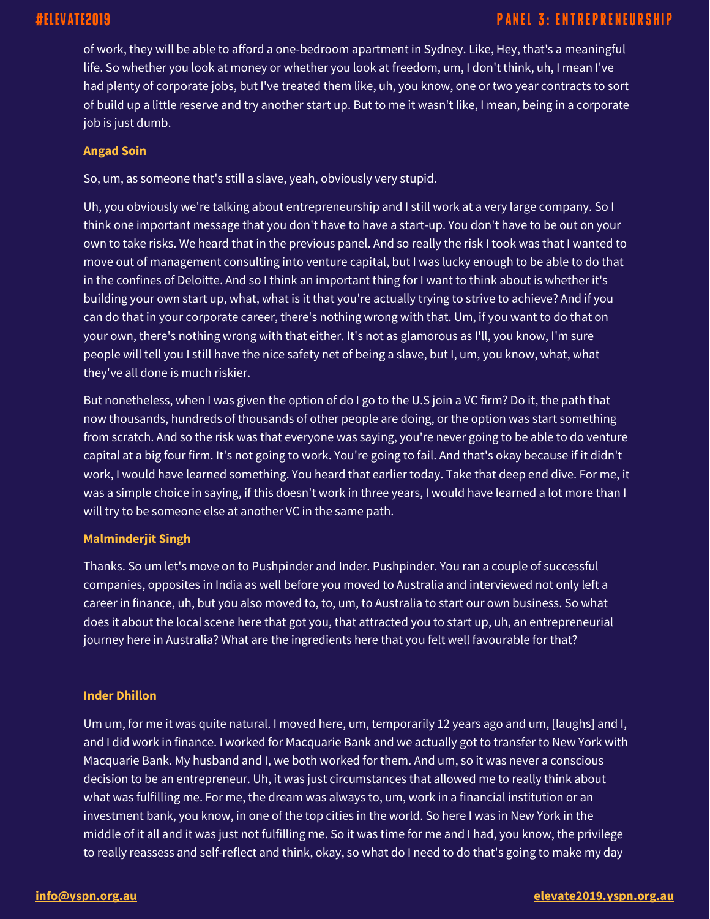of work, they will be able to afford a one-bedroom apartment in Sydney. Like, Hey, that's a meaningful life. So whether you look at money or whether you look at freedom, um, I don't think, uh, I mean I've had plenty of corporate jobs, but I've treated them like, uh, you know, one or two year contracts to sort of build up a little reserve and try another start up. But to me it wasn't like, I mean, being in a corporate job is just dumb.

**Angad Soin**

So, um, as someone that's still a slave, yeah, obviously very stupid.

Uh, you obviously we're talking about entrepreneurship and I still work at a very large company. So I think one important message that you don't have to have a start-up. You don't have to be out on your own to take risks. We heard that in the previous panel. And so really the risk I took was that I wanted to move out of management consulting into venture capital, but I was lucky enough to be able to do that in the confines of Deloitte. And so I think an important thing for I want to think about is whether it's building your own start up, what, what is it that you're actually trying to strive to achieve? And if you can do that in your corporate career, there's nothing wrong with that. Um, if you want to do that on your own, there's nothing wrong with that either. It's not as glamorous as I'll, you know, I'm sure people will tell you I still have the nice safety net of being a slave, but I, um, you know, what, what they've all done is much riskier.

But nonetheless, when I was given the option of do I go to the U.S join a VC firm? Do it, the path that now thousands, hundreds of thousands of other people are doing, or the option was start something from scratch. And so the risk was that everyone was saying, you're never going to be able to do venture capital at a big four firm. It's not going to work. You're going to fail. And that's okay because if it didn't work, I would have learned something. You heard that earlier today. Take that deep end dive. For me, it was a simple choice in saying, if this doesn't work in three years, I would have learned a lot more than I will try to be someone else at another VC in the same path.

**Malminderjit Singh**

Thanks. So um let's move on to Pushpinder and Inder. Pushpinder. You ran a couple of successful companies, opposites in India as well before you moved to Australia and interviewed not only left a career in finance, uh, but you also moved to, to, um, to Australia to start our own business. So what does it about the local scene here that got you, that attracted you to start up, uh, an entrepreneurial journey here in Australia? What are the ingredients here that you felt well favourable for that?

**Inder Dhillon**

Um um, for me it was quite natural. I moved here, um, temporarily 12 years ago and um, [laughs] and I, and I did work in finance. I worked for Macquarie Bank and we actually got to transfer to New York with Macquarie Bank. My husband and I, we both worked for them. And um, so it was never a conscious decision to be an entrepreneur. Uh, it was just circumstances that allowed me to really think about what was fulfilling me. For me, the dream was always to, um, work in a financial institution or an investment bank, you know, in one of the top cities in the world. So here I was in New York in the middle of it all and it was just not fulfilling me. So it was time for me and I had, you know, the privilege to really reassess and self-reflect and think, okay, so what do I need to do that's going to make my day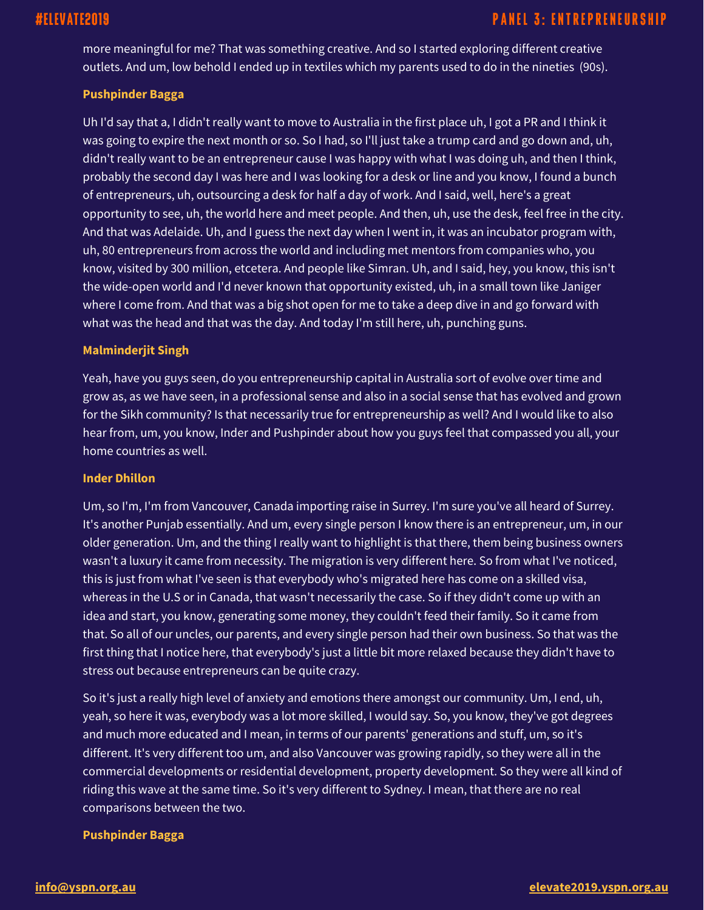more meaningful for me? That was something creative. And so I started exploring different creative outlets. And um, low behold I ended up in textiles which my parents used to do in the nineties (90s).

**Pushpinder Bagga**

Uh I'd say that a, I didn't really want to move to Australia in the first place uh, I got a PR and I think it was going to expire the next month or so. So I had, so I'll just take a trump card and go down and, uh, didn't really want to be an entrepreneur cause I was happy with what I was doing uh, and then I think, probably the second day I was here and I was looking for a desk or line and you know, I found a bunch of entrepreneurs, uh, outsourcing a desk for half a day of work. And I said, well, here's a great opportunity to see, uh, the world here and meet people. And then, uh, use the desk, feel free in the city. And that was Adelaide. Uh, and I guess the next day when I went in, it was an incubator program with, uh, 80 entrepreneurs from across the world and including met mentors from companies who, you know, visited by 300 million, etcetera. And people like Simran. Uh, and I said, hey, you know, this isn't the wide-open world and I'd never known that opportunity existed, uh, in a small town like Janiger where I come from. And that was a big shot open for me to take a deep dive in and go forward with what was the head and that was the day. And today I'm still here, uh, punching guns.

**Malminderjit Singh**

Yeah, have you guys seen, do you entrepreneurship capital in Australia sort of evolve over time and grow as, as we have seen, in a professional sense and also in a social sense that has evolved and grown for the Sikh community? Is that necessarily true for entrepreneurship as well? And I would like to also hear from, um, you know, Inder and Pushpinder about how you guys feel that compassed you all, your home countries as well.

**Inder Dhillon**

Um, so I'm, I'm from Vancouver, Canada importing raise in Surrey. I'm sure you've all heard of Surrey. It's another Punjab essentially. And um, every single person I know there is an entrepreneur, um, in our older generation. Um, and the thing I really want to highlight is that there, them being business owners wasn't a luxury it came from necessity. The migration is very different here. So from what I've noticed, this is just from what I've seen is that everybody who's migrated here has come on a skilled visa, whereas in the U.S or in Canada, that wasn't necessarily the case. So if they didn't come up with an idea and start, you know, generating some money, they couldn't feed their family. So it came from that. So all of our uncles, our parents, and every single person had their own business. So that was the first thing that I notice here, that everybody's just a little bit more relaxed because they didn't have to stress out because entrepreneurs can be quite crazy.

So it's just a really high level of anxiety and emotions there amongst our community. Um, I end, uh, yeah, so here it was, everybody was a lot more skilled, I would say. So, you know, they've got degrees and much more educated and I mean, in terms of our parents' generations and stuff, um, so it's different. It's very different too um, and also Vancouver was growing rapidly, so they were all in the commercial developments or residential development, property development. So they were all kind of riding this wave at the same time. So it's very different to Sydney. I mean, that there are no real comparisons between the two.

**Pushpinder Bagga**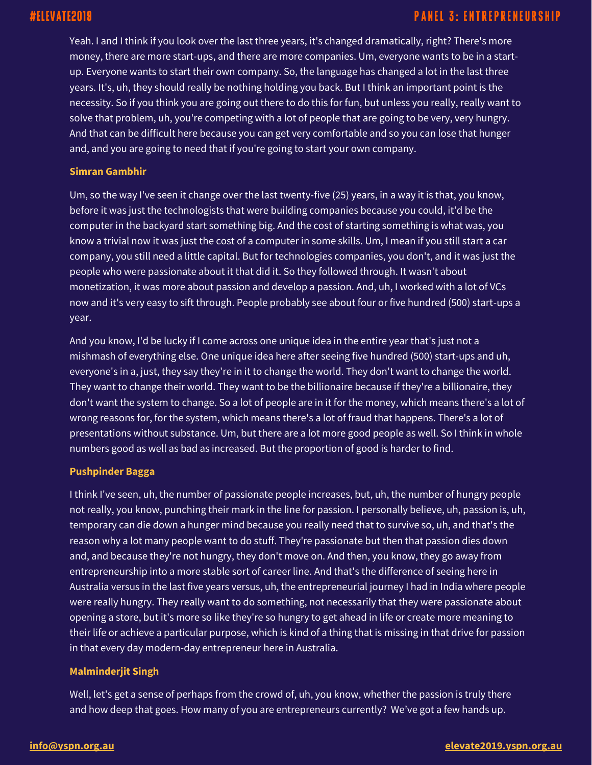Yeah. I and I think if you look over the last three years, it's changed dramatically, right? There's more money, there are more start-ups, and there are more companies. Um, everyone wants to be in a start-up. Everyone wants to start their own company. So, the language has changed a lot in the last three years. It's, uh, they should really be nothing holding you back. But I think an important point is the necessity. So if you think you are going out there to do this for fun, but unless you really, really want to solve that problem, uh, you're competing with a lot of people that are going to be very, very hungry. And that can be difficult here because you can get very comfortable and so you can lose that hunger and, and you are going to need that if you're going to start your own company.

**Simran Gambhir**

Um, so the way I've seen it change over the last twenty-five (25) years, in a way it is that, you know, before it was just the technologists that were building companies because you could, it'd be the computer in the backyard start something big. And the cost of starting something is what was, you know a trivial now it was just the cost of a computer in some skills. Um, I mean if you still start a car company, you still need a little capital. But for technologies companies, you don't, and it was just the people who were passionate about it that did it. So they followed through. It wasn't about monetization, it was more about passion and develop a passion. And, uh, I worked with a lot of VCs now and it's very easy to sift through. People probably see about four or five hundred (500) start-ups a year.

And you know, I'd be lucky if I come across one unique idea in the entire year that's just not a mishmash of everything else. One unique idea here after seeing five hundred (500) start-ups and uh, everyone's in a, just, they say they're in it to change the world. They don't want to change the world. They want to change their world. They want to be the billionaire because if they're a billionaire, they don't want the system to change. So a lot of people are in it for the money, which means there's a lot of wrong reasons for, for the system, which means there's a lot of fraud that happens. There's a lot of presentations without substance. Um, but there are a lot more good people as well. So I think in whole numbers good as well as bad as increased. But the proportion of good is harder to find.

**Pushpinder Bagga**

I think I've seen, uh, the number of passionate people increases, but, uh, the number of hungry people not really, you know, punching their mark in the line for passion. I personally believe, uh, passion is, uh, temporary can die down a hunger mind because you really need that to survive so, uh, and that's the reason why a lot many people want to do stuff. They're passionate but then that passion dies down and, and because they're not hungry, they don't move on. And then, you know, they go away from entrepreneurship into a more stable sort of career line. And that's the difference of seeing here in Australia versus in the last five years versus, uh, the entrepreneurial journey I had in India where people were really hungry. They really want to do something, not necessarily that they were passionate about opening a store, but it's more so like they're so hungry to get ahead in life or create more meaning to their life or achieve a particular purpose, which is kind of a thing that is missing in that drive for passion in that every day modern-day entrepreneur here in Australia.

**Malminderjit Singh**

Well, let's get a sense of perhaps from the crowd of, uh, you know, whether the passion is truly there and how deep that goes. How many of you are entrepreneurs currently? We've got a few hands up.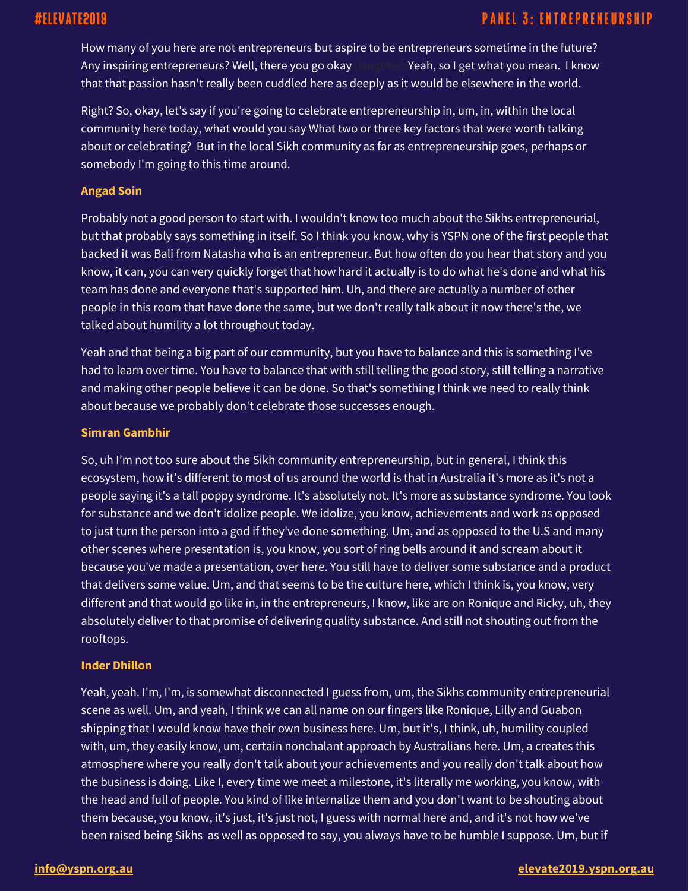How many of you here are not entrepreneurs but aspire to be entrepreneurs sometime in the future? Any inspiring entrepreneurs? Well, there you go okay [laughter] Yeah, so I get what you mean. I know that that passion hasn't really been cuddled here as deeply as it would be elsewhere in the world.

Right? So, okay, let's say if you're going to celebrate entrepreneurship in, um, in, within the local community here today, what would you say What two or three key factors that were worth talking about or celebrating? But in the local Sikh community as far as entrepreneurship goes, perhaps or somebody I'm going to this time around.

**Angad Soin**

Probably not a good person to start with. I wouldn't know too much about the Sikhs entrepreneurial, but that probably says something in itself. So I think you know, why is YSPN one of the first people that backed it was Bali from Natasha who is an entrepreneur. But how often do you hear that story and you know, it can, you can very quickly forget that how hard it actually is to do what he's done and what his team has done and everyone that's supported him. Uh, and there are actually a number of other people in this room that have done the same, but we don't really talk about it now there's the, we talked about humility a lot throughout today.

Yeah and that being a big part of our community, but you have to balance and this is something I've had to learn over time. You have to balance that with still telling the good story, still telling a narrative and making other people believe it can be done. So that's something I think we need to really think about because we probably don't celebrate those successes enough.

**Simran Gambhir**

So, uh I'm not too sure about the Sikh community entrepreneurship, but in general, I think this ecosystem, how it's different to most of us around the world is that in Australia it's more as it's not a people saying it's a tall poppy syndrome. It's absolutely not. It's more as substance syndrome. You look for substance and we don't idolize people. We idolize, you know, achievements and work as opposed to just turn the person into a god if they've done something. Um, and as opposed to the U.S and many other scenes where presentation is, you know, you sort of ring bells around it and scream about it because you've made a presentation, over here. You still have to deliver some substance and a product that delivers some value. Um, and that seems to be the culture here, which I think is, you know, very different and that would go like in, in the entrepreneurs, I know, like are on Ronique and Ricky, uh, they absolutely deliver to that promise of delivering quality substance. And still not shouting out from the rooftops.

**Inder Dhillon**

Yeah, yeah. I'm, I'm, is somewhat disconnected I guess from, um, the Sikhs community entrepreneurial scene as well. Um, and yeah, I think we can all name on our fingers like Ronique, Lilly and Guabon shipping that I would know have their own business here. Um, but it's, I think, uh, humility coupled with, um, they easily know, um, certain nonchalant approach by Australians here. Um, a creates this atmosphere where you really don't talk about your achievements and you really don't talk about how the business is doing. Like I, every time we meet a milestone, it's literally me working, you know, with the head and full of people. You kind of like internalize them and you don't want to be shouting about them because, you know, it's just, it's just not, I guess with normal here and, and it's not how we've been raised being Sikhs as well as opposed to say, you always have to be humble I suppose. Um, but if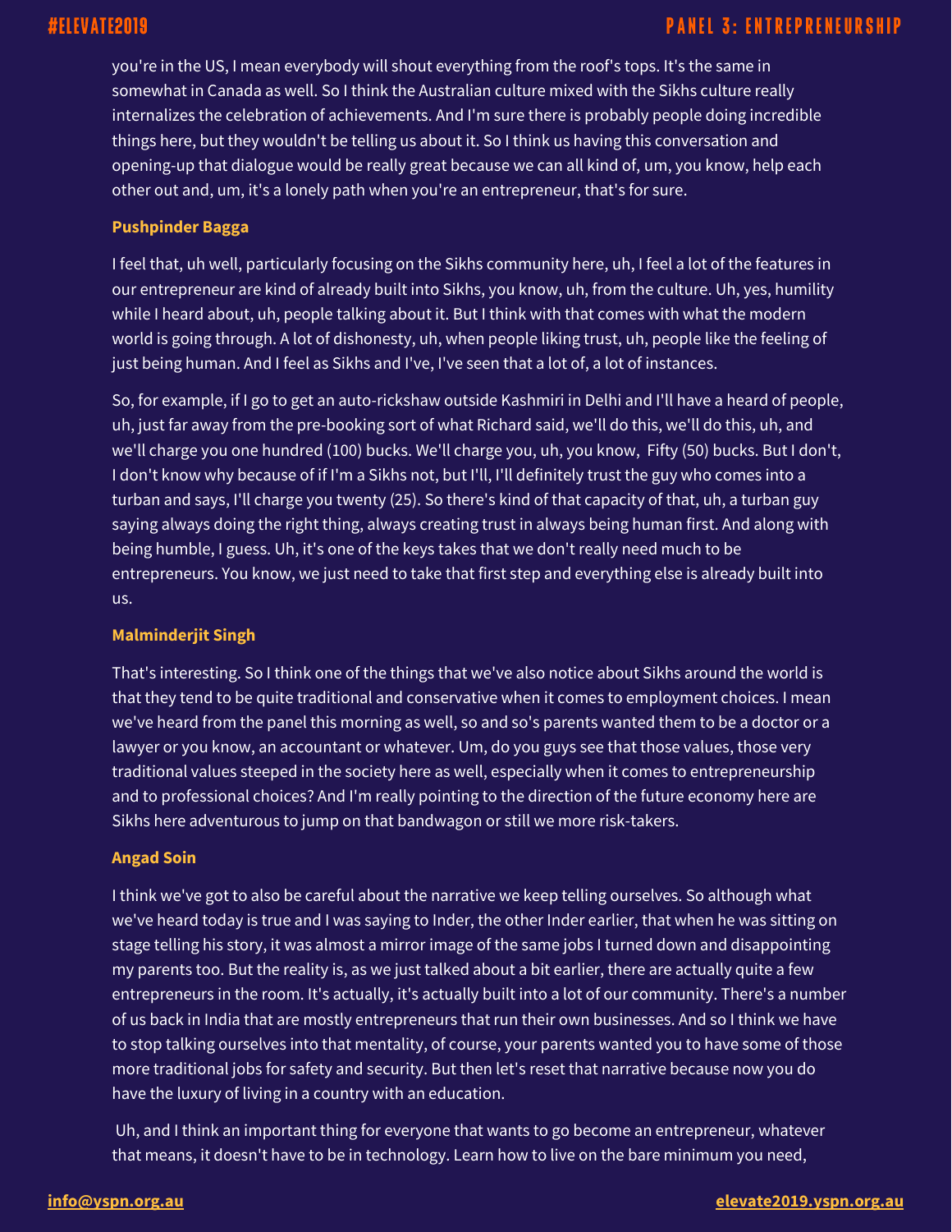you're in the US, I mean everybody will shout everything from the roof's tops. It's the same in somewhat in Canada as well. So I think the Australian culture mixed with the Sikhs culture really internalizes the celebration of achievements. And I'm sure there is probably people doing incredible things here, but they wouldn't be telling us about it. So I think us having this conversation and opening-up that dialogue would be really great because we can all kind of, um, you know, help each other out and, um, it's a lonely path when you're an entrepreneur, that's for sure.

**Pushpinder Bagga**

I feel that, uh well, particularly focusing on the Sikhs community here, uh, I feel a lot of the features in our entrepreneur are kind of already built into Sikhs, you know, uh, from the culture. Uh, yes, humility while I heard about, uh, people talking about it. But I think with that comes with what the modern world is going through. A lot of dishonesty, uh, when people liking trust, uh, people like the feeling of just being human. And I feel as Sikhs and I've, I've seen that a lot of, a lot of instances.

So, for example, if I go to get an auto-rickshaw outside Kashmiri in Delhi and I'll have a heard of people, uh, just far away from the pre-booking sort of what Richard said, we'll do this, we'll do this, uh, and we'll charge you one hundred (100) bucks. We'll charge you, uh, you know, Fifty (50) bucks. But I don't, I don't know why because of if I'm a Sikhs not, but I'll, I'll definitely trust the guy who comes into a turban and says, I'll charge you twenty (25). So there's kind of that capacity of that, uh, a turban guy saying always doing the right thing, always creating trust in always being human first. And along with being humble, I guess. Uh, it's one of the keys takes that we don't really need much to be entrepreneurs. You know, we just need to take that first step and everything else is already built into us.

**Malminderjit Singh**

That's interesting. So I think one of the things that we've also notice about Sikhs around the world is that they tend to be quite traditional and conservative when it comes to employment choices. I mean we've heard from the panel this morning as well, so and so's parents wanted them to be a doctor or a lawyer or you know, an accountant or whatever. Um, do you guys see that those values, those very traditional values steeped in the society here as well, especially when it comes to entrepreneurship and to professional choices? And I'm really pointing to the direction of the future economy here are Sikhs here adventurous to jump on that bandwagon or still we more risk-takers.

**Angad Soin**

I think we've got to also be careful about the narrative we keep telling ourselves. So although what we've heard today is true and I was saying to Inder, the other Inder earlier, that when he was sitting on stage telling his story, it was almost a mirror image of the same jobs I turned down and disappointing my parents too. But the reality is, as we just talked about a bit earlier, there are actually quite a few entrepreneurs in the room. It's actually, it's actually built into a lot of our community. There's a number of us back in India that are mostly entrepreneurs that run their own businesses. And so I think we have to stop talking ourselves into that mentality, of course, your parents wanted you to have some of those more traditional jobs for safety and security. But then let's reset that narrative because now you do have the luxury of living in a country with an education.

Uh, and I think an important thing for everyone that wants to go become an entrepreneur, whatever that means, it doesn't have to be in technology. Learn how to live on the bare minimum you need,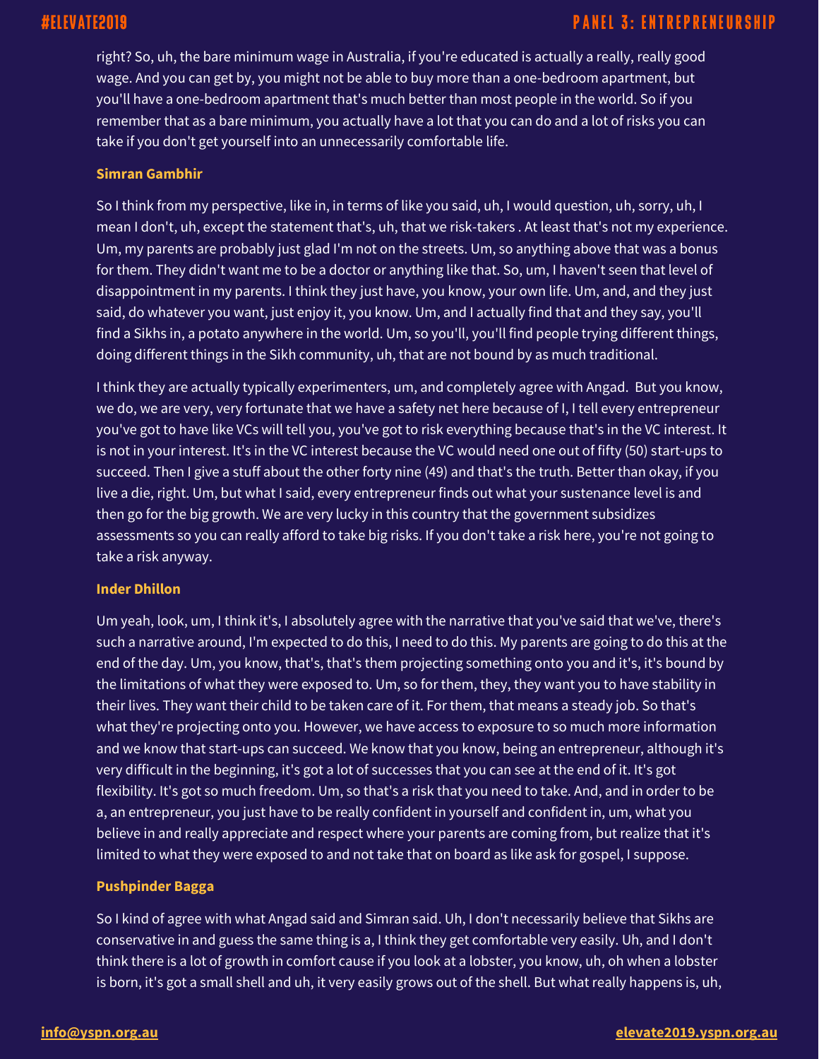right? So, uh, the bare minimum wage in Australia, if you're educated is actually a really, really good wage. And you can get by, you might not be able to buy more than a one-bedroom apartment, but you'll have a one-bedroom apartment that's much better than most people in the world. So if you remember that as a bare minimum, you actually have a lot that you can do and a lot of risks you can take if you don't get yourself into an unnecessarily comfortable life.

**Simran Gambhir**

So I think from my perspective, like in, in terms of like you said, uh, I would question, uh, sorry, uh, I mean I don't, uh, except the statement that's, uh, that we risk-takers . At least that's not my experience. Um, my parents are probably just glad I'm not on the streets. Um, so anything above that was a bonus for them. They didn't want me to be a doctor or anything like that. So, um, I haven't seen that level of disappointment in my parents. I think they just have, you know, your own life. Um, and, and they just said, do whatever you want, just enjoy it, you know. Um, and I actually find that and they say, you'll find a Sikhs in, a potato anywhere in the world. Um, so you'll, you'll find people trying different things, doing different things in the Sikh community, uh, that are not bound by as much traditional.

I think they are actually typically experimenters, um, and completely agree with Angad. But you know, we do, we are very, very fortunate that we have a safety net here because of I, I tell every entrepreneur you've got to have like VCs will tell you, you've got to risk everything because that's in the VC interest. It is not in your interest. It's in the VC interest because the VC would need one out of fifty (50) start-ups to succeed. Then I give a stuff about the other forty nine (49) and that's the truth. Better than okay, if you live a die, right. Um, but what I said, every entrepreneur finds out what your sustenance level is and then go for the big growth. We are very lucky in this country that the government subsidizes assessments so you can really afford to take big risks. If you don't take a risk here, you're not going to take a risk anyway.

**Inder Dhillon**

Um yeah, look, um, I think it's, I absolutely agree with the narrative that you've said that we've, there's such a narrative around, I'm expected to do this, I need to do this. My parents are going to do this at the end of the day. Um, you know, that's, that's them projecting something onto you and it's, it's bound by the limitations of what they were exposed to. Um, so for them, they, they want you to have stability in their lives. They want their child to be taken care of it. For them, that means a steady job. So that's what they're projecting onto you. However, we have access to exposure to so much more information and we know that start-ups can succeed. We know that you know, being an entrepreneur, although it's very difficult in the beginning, it's got a lot of successes that you can see at the end of it. It's got flexibility. It's got so much freedom. Um, so that's a risk that you need to take. And, and in order to be a, an entrepreneur, you just have to be really confident in yourself and confident in, um, what you believe in and really appreciate and respect where your parents are coming from, but realize that it's limited to what they were exposed to and not take that on board as like ask for gospel, I suppose.

**Pushpinder Bagga**

So I kind of agree with what Angad said and Simran said. Uh, I don't necessarily believe that Sikhs are conservative in and guess the same thing is a, I think they get comfortable very easily. Uh, and I don't think there is a lot of growth in comfort cause if you look at a lobster, you know, uh, oh when a lobster is born, it's got a small shell and uh, it very easily grows out of the shell. But what really happens is, uh,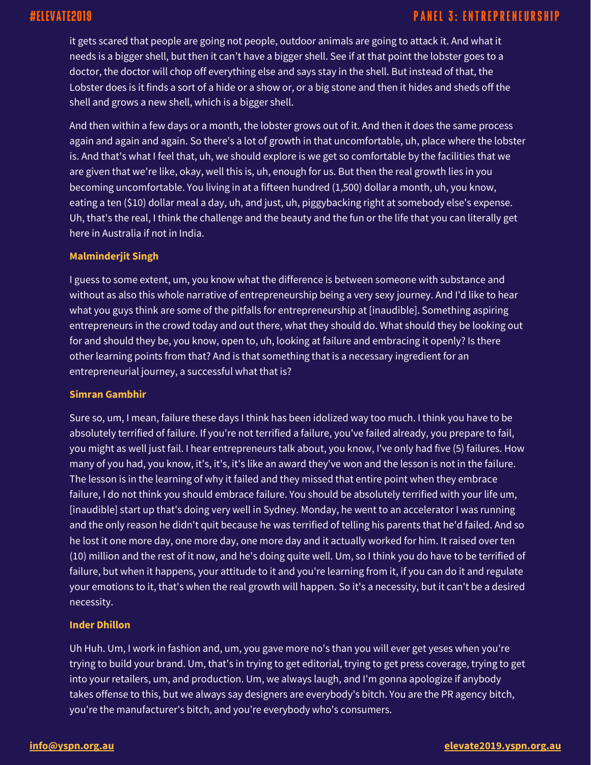it gets scared that people are going not people, outdoor animals are going to attack it. And what it needs is a bigger shell, but then it can't have a bigger shell. See if at that point the lobster goes to a doctor, the doctor will chop off everything else and says stay in the shell. But instead of that, the Lobster does is it finds a sort of a hide or a show or, or a big stone and then it hides and sheds off the shell and grows a new shell, which is a bigger shell.

And then within a few days or a month, the lobster grows out of it. And then it does the same process again and again and again. So there's a lot of growth in that uncomfortable, uh, place where the lobster is. And that's what I feel that, uh, we should explore is we get so comfortable by the facilities that we are given that we're like, okay, well this is, uh, enough for us. But then the real growth lies in you becoming uncomfortable. You living in at a fifteen hundred (1,500) dollar a month, uh, you know, eating a ten ($10) dollar meal a day, uh, and just, uh, piggybacking right at somebody else's expense. Uh, that's the real, I think the challenge and the beauty and the fun or the life that you can literally get here in Australia if not in India.

**Malminderjit Singh**

I guess to some extent, um, you know what the difference is between someone with substance and without as also this whole narrative of entrepreneurship being a very sexy journey. And I'd like to hear what you guys think are some of the pitfalls for entrepreneurship at [inaudible]. Something aspiring entrepreneurs in the crowd today and out there, what they should do. What should they be looking out for and should they be, you know, open to, uh, looking at failure and embracing it openly? Is there other learning points from that? And is that something that is a necessary ingredient for an entrepreneurial journey, a successful what that is?

**Simran Gambhir**

Sure so, um, I mean, failure these days I think has been idolized way too much. I think you have to be absolutely terrified of failure. If you're not terrified a failure, you've failed already, you prepare to fail, you might as well just fail. I hear entrepreneurs talk about, you know, I've only had five (5) failures. How many of you had, you know, it's, it's, it's like an award they've won and the lesson is not in the failure. The lesson is in the learning of why it failed and they missed that entire point when they embrace failure, I do not think you should embrace failure. You should be absolutely terrified with your life um, [inaudible] start up that's doing very well in Sydney. Monday, he went to an accelerator I was running and the only reason he didn't quit because he was terrified of telling his parents that he'd failed. And so he lost it one more day, one more day, one more day and it actually worked for him. It raised over ten (10) million and the rest of it now, and he's doing quite well. Um, so I think you do have to be terrified of failure, but when it happens, your attitude to it and you're learning from it, if you can do it and regulate your emotions to it, that's when the real growth will happen. So it's a necessity, but it can't be a desired necessity.

**Inder Dhillon**

Uh Huh. Um, I work in fashion and, um, you gave more no's than you will ever get yeses when you're trying to build your brand. Um, that's in trying to get editorial, trying to get press coverage, trying to get into your retailers, um, and production. Um, we always laugh, and I'm gonna apologize if anybody takes offense to this, but we always say designers are everybody's bitch. You are the PR agency bitch, you're the manufacturer's bitch, and you're everybody who's consumers.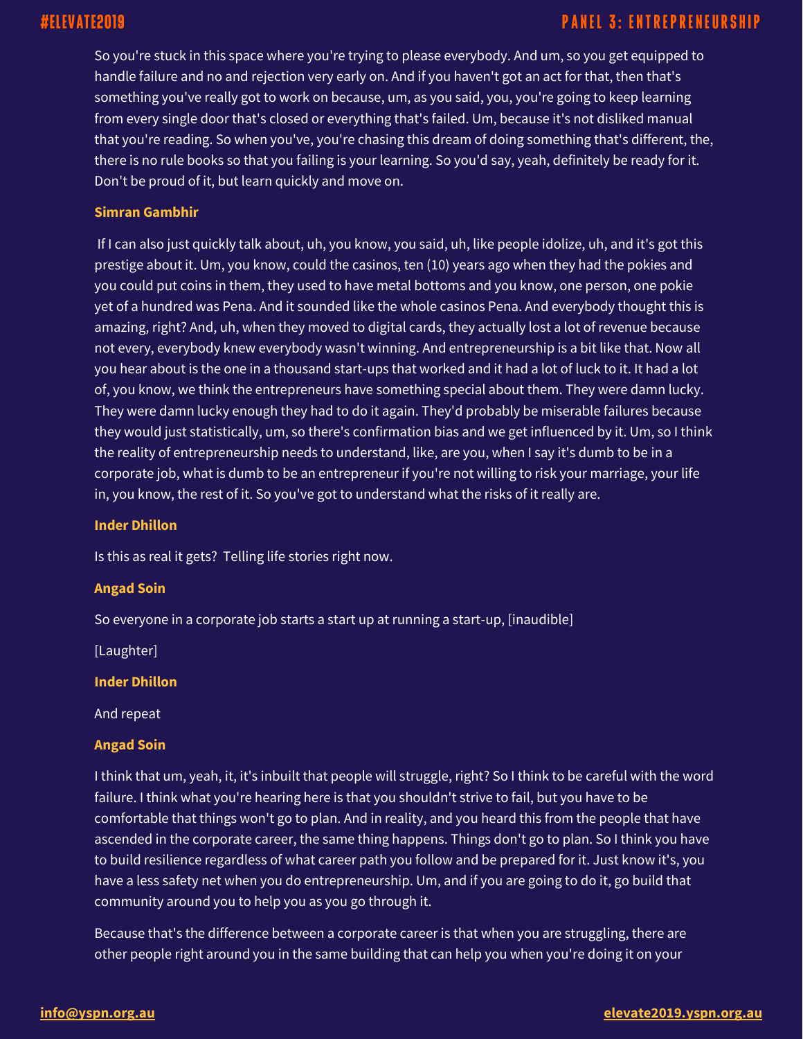So you're stuck in this space where you're trying to please everybody. And um, so you get equipped to handle failure and no and rejection very early on. And if you haven't got an act for that, then that's something you've really got to work on because, um, as you said, you, you're going to keep learning from every single door that's closed or everything that's failed. Um, because it's not disliked manual that you're reading. So when you've, you're chasing this dream of doing something that's different, the, there is no rule books so that you failing is your learning. So you'd say, yeah, definitely be ready for it. Don't be proud of it, but learn quickly and move on.

**Simran Gambhir**

If I can also just quickly talk about, uh, you know, you said, uh, like people idolize, uh, and it's got this prestige about it. Um, you know, could the casinos, ten (10) years ago when they had the pokies and you could put coins in them, they used to have metal bottoms and you know, one person, one pokie yet of a hundred was Pena. And it sounded like the whole casinos Pena. And everybody thought this is amazing, right? And, uh, when they moved to digital cards, they actually lost a lot of revenue because not every, everybody knew everybody wasn't winning. And entrepreneurship is a bit like that. Now all you hear about is the one in a thousand start-ups that worked and it had a lot of luck to it. It had a lot of, you know, we think the entrepreneurs have something special about them. They were damn lucky. They were damn lucky enough they had to do it again. They'd probably be miserable failures because they would just statistically, um, so there's confirmation bias and we get influenced by it. Um, so I think the reality of entrepreneurship needs to understand, like, are you, when I say it's dumb to be in a corporate job, what is dumb to be an entrepreneur if you're not willing to risk your marriage, your life in, you know, the rest of it. So you've got to understand what the risks of it really are.

**Inder Dhillon**

Is this as real it gets? Telling life stories right now.

**Angad Soin**

So everyone in a corporate job starts a start up at running a start-up, [inaudible]

[Laughter]

**Inder Dhillon**

And repeat

**Angad Soin**

I think that um, yeah, it, it's inbuilt that people will struggle, right? So I think to be careful with the word failure. I think what you're hearing here is that you shouldn't strive to fail, but you have to be comfortable that things won't go to plan. And in reality, and you heard this from the people that have ascended in the corporate career, the same thing happens. Things don't go to plan. So I think you have to build resilience regardless of what career path you follow and be prepared for it. Just know it's, you have a less safety net when you do entrepreneurship. Um, and if you are going to do it, go build that community around you to help you as you go through it.

Because that's the difference between a corporate career is that when you are struggling, there are other people right around you in the same building that can help you when you're doing it on your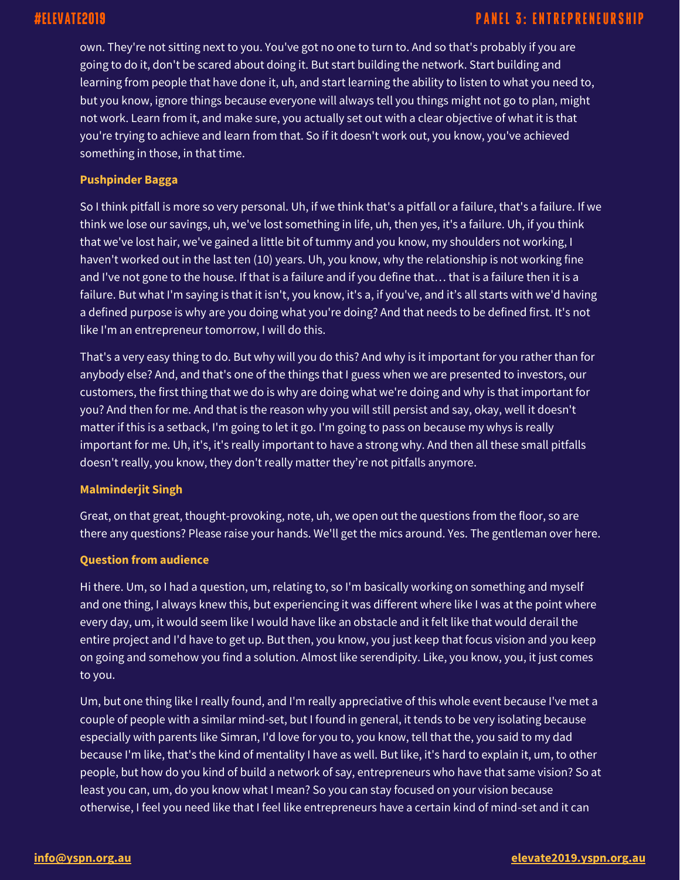own. They're not sitting next to you. You've got no one to turn to. And so that's probably if you are going to do it, don't be scared about doing it. But start building the network. Start building and learning from people that have done it, uh, and start learning the ability to listen to what you need to, but you know, ignore things because everyone will always tell you things might not go to plan, might not work. Learn from it, and make sure, you actually set out with a clear objective of what it is that you're trying to achieve and learn from that. So if it doesn't work out, you know, you've achieved something in those, in that time.

**Pushpinder Bagga**

So I think pitfall is more so very personal. Uh, if we think that's a pitfall or a failure, that's a failure. If we think we lose our savings, uh, we've lost something in life, uh, then yes, it's a failure. Uh, if you think that we've lost hair, we've gained a little bit of tummy and you know, my shoulders not working, I haven't worked out in the last ten (10) years. Uh, you know, why the relationship is not working fine and I've not gone to the house. If that is a failure and if you define that… that is a failure then it is a failure. But what I'm saying is that it isn't, you know, it's a, if you've, and it's all starts with we'd having a defined purpose is why are you doing what you're doing? And that needs to be defined first. It's not like I'm an entrepreneur tomorrow, I will do this.

That's a very easy thing to do. But why will you do this? And why is it important for you rather than for anybody else? And, and that's one of the things that I guess when we are presented to investors, our customers, the first thing that we do is why are doing what we're doing and why is that important for you? And then for me. And that is the reason why you will still persist and say, okay, well it doesn't matter if this is a setback, I'm going to let it go. I'm going to pass on because my whys is really important for me. Uh, it's, it's really important to have a strong why. And then all these small pitfalls doesn't really, you know, they don't really matter they're not pitfalls anymore.

**Malminderjit Singh**

Great, on that great, thought-provoking, note, uh, we open out the questions from the floor, so are there any questions? Please raise your hands. We'll get the mics around. Yes. The gentleman over here.

**Question from audience**

Hi there. Um, so I had a question, um, relating to, so I'm basically working on something and myself and one thing, I always knew this, but experiencing it was different where like I was at the point where every day, um, it would seem like I would have like an obstacle and it felt like that would derail the entire project and I'd have to get up. But then, you know, you just keep that focus vision and you keep on going and somehow you find a solution. Almost like serendipity. Like, you know, you, it just comes to you.

Um, but one thing like I really found, and I'm really appreciative of this whole event because I've met a couple of people with a similar mind-set, but I found in general, it tends to be very isolating because especially with parents like Simran, I'd love for you to, you know, tell that the, you said to my dad because I'm like, that's the kind of mentality I have as well. But like, it's hard to explain it, um, to other people, but how do you kind of build a network of say, entrepreneurs who have that same vision? So at least you can, um, do you know what I mean? So you can stay focused on your vision because otherwise, I feel you need like that I feel like entrepreneurs have a certain kind of mind-set and it can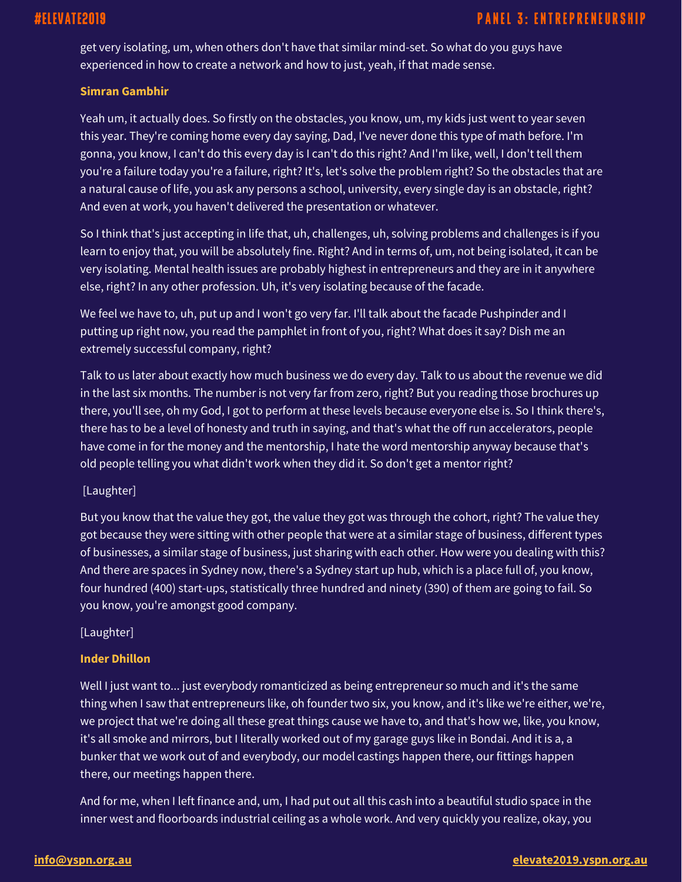get very isolating, um, when others don't have that similar mind-set. So what do you guys have experienced in how to create a network and how to just, yeah, if that made sense.

**Simran Gambhir**

Yeah um, it actually does. So firstly on the obstacles, you know, um, my kids just went to year seven this year. They're coming home every day saying, Dad, I've never done this type of math before. I'm gonna, you know, I can't do this every day is I can't do this right? And I'm like, well, I don't tell them you're a failure today you're a failure, right? It's, let's solve the problem right? So the obstacles that are a natural cause of life, you ask any persons a school, university, every single day is an obstacle, right? And even at work, you haven't delivered the presentation or whatever.

So I think that's just accepting in life that, uh, challenges, uh, solving problems and challenges is if you learn to enjoy that, you will be absolutely fine. Right? And in terms of, um, not being isolated, it can be very isolating. Mental health issues are probably highest in entrepreneurs and they are in it anywhere else, right? In any other profession. Uh, it's very isolating because of the facade.

We feel we have to, uh, put up and I won't go very far. I'll talk about the facade Pushpinder and I putting up right now, you read the pamphlet in front of you, right? What does it say? Dish me an extremely successful company, right?

Talk to us later about exactly how much business we do every day. Talk to us about the revenue we did in the last six months. The number is not very far from zero, right? But you reading those brochures up there, you'll see, oh my God, I got to perform at these levels because everyone else is. So I think there's, there has to be a level of honesty and truth in saying, and that's what the off run accelerators, people have come in for the money and the mentorship, I hate the word mentorship anyway because that's old people telling you what didn't work when they did it. So don't get a mentor right?

[Laughter]

But you know that the value they got, the value they got was through the cohort, right? The value they got because they were sitting with other people that were at a similar stage of business, different types of businesses, a similar stage of business, just sharing with each other. How were you dealing with this? And there are spaces in Sydney now, there's a Sydney start up hub, which is a place full of, you know, four hundred (400) start-ups, statistically three hundred and ninety (390) of them are going to fail. So you know, you're amongst good company.

[Laughter]

**Inder Dhillon**

Well I just want to... just everybody romanticized as being entrepreneur so much and it's the same thing when I saw that entrepreneurs like, oh founder two six, you know, and it's like we're either, we're, we project that we're doing all these great things cause we have to, and that's how we, like, you know, it's all smoke and mirrors, but I literally worked out of my garage guys like in Bondai. And it is a, a bunker that we work out of and everybody, our model castings happen there, our fittings happen there, our meetings happen there.

And for me, when I left finance and, um, I had put out all this cash into a beautiful studio space in the inner west and floorboards industrial ceiling as a whole work. And very quickly you realize, okay, you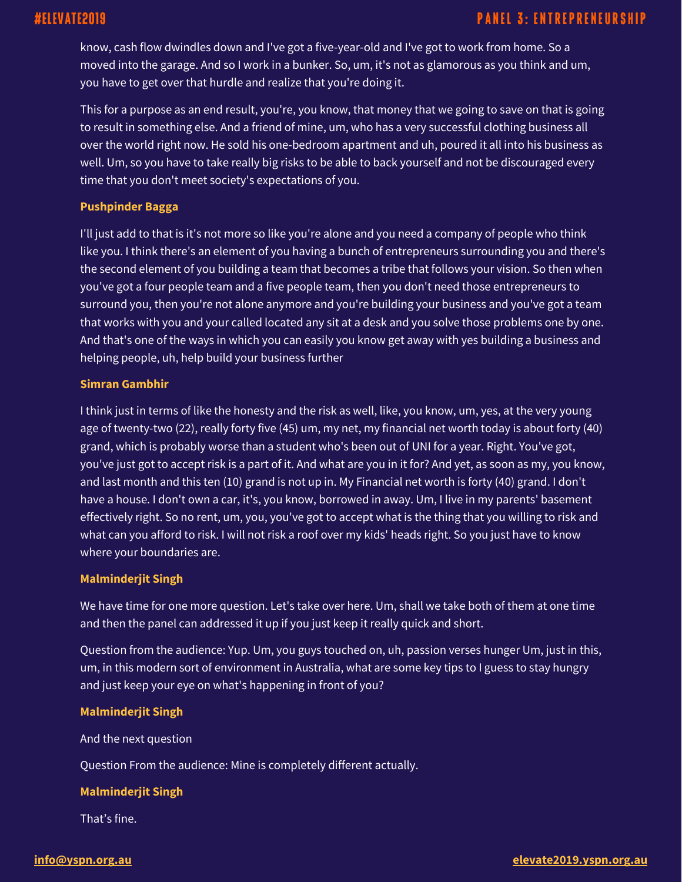know, cash flow dwindles down and I've got a five-year-old and I've got to work from home. So a moved into the garage. And so I work in a bunker. So, um, it's not as glamorous as you think and um, you have to get over that hurdle and realize that you're doing it.

This for a purpose as an end result, you're, you know, that money that we going to save on that is going to result in something else. And a friend of mine, um, who has a very successful clothing business all over the world right now. He sold his one-bedroom apartment and uh, poured it all into his business as well. Um, so you have to take really big risks to be able to back yourself and not be discouraged every time that you don't meet society's expectations of you.

**Pushpinder Bagga**

I'll just add to that is it's not more so like you're alone and you need a company of people who think like you. I think there's an element of you having a bunch of entrepreneurs surrounding you and there's the second element of you building a team that becomes a tribe that follows your vision. So then when you've got a four people team and a five people team, then you don't need those entrepreneurs to surround you, then you're not alone anymore and you're building your business and you've got a team that works with you and your called located any sit at a desk and you solve those problems one by one. And that's one of the ways in which you can easily you know get away with yes building a business and helping people, uh, help build your business further

**Simran Gambhir**

I think just in terms of like the honesty and the risk as well, like, you know, um, yes, at the very young age of twenty-two (22), really forty five (45) um, my net, my financial net worth today is about forty (40) grand, which is probably worse than a student who's been out of UNI for a year. Right. You've got, you've just got to accept risk is a part of it. And what are you in it for? And yet, as soon as my, you know, and last month and this ten (10) grand is not up in. My Financial net worth is forty (40) grand. I don't have a house. I don't own a car, it's, you know, borrowed in away. Um, I live in my parents' basement effectively right. So no rent, um, you, you've got to accept what is the thing that you willing to risk and what can you afford to risk. I will not risk a roof over my kids' heads right. So you just have to know where your boundaries are.

**Malminderjit Singh**

We have time for one more question. Let's take over here. Um, shall we take both of them at one time and then the panel can addressed it up if you just keep it really quick and short.

Question from the audience: Yup. Um, you guys touched on, uh, passion verses hunger Um, just in this, um, in this modern sort of environment in Australia, what are some key tips to I guess to stay hungry and just keep your eye on what's happening in front of you?

**Malminderjit Singh**

And the next question

Question From the audience: Mine is completely different actually.

**Malminderjit Singh**

That's fine.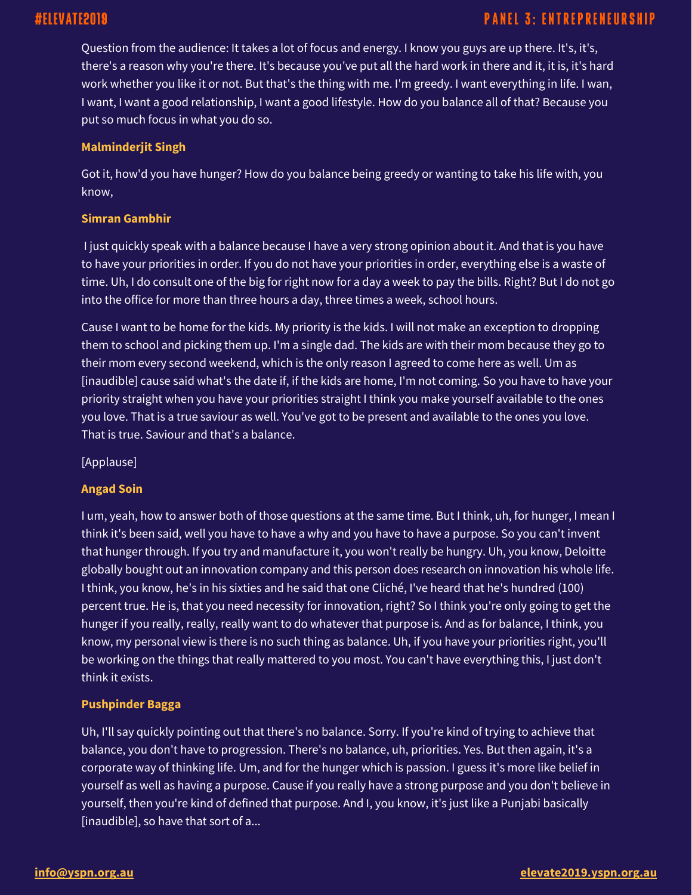Question from the audience: It takes a lot of focus and energy. I know you guys are up there. It's, it's, there's a reason why you're there. It's because you've put all the hard work in there and it, it is, it's hard work whether you like it or not. But that's the thing with me. I'm greedy. I want everything in life. I wan, I want, I want a good relationship, I want a good lifestyle. How do you balance all of that? Because you put so much focus in what you do so.

**Malminderjit Singh**

Got it, how'd you have hunger? How do you balance being greedy or wanting to take his life with, you know,

**Simran Gambhir**

I just quickly speak with a balance because I have a very strong opinion about it. And that is you have to have your priorities in order. If you do not have your priorities in order, everything else is a waste of time. Uh, I do consult one of the big for right now for a day a week to pay the bills. Right? But I do not go into the office for more than three hours a day, three times a week, school hours.

Cause I want to be home for the kids. My priority is the kids. I will not make an exception to dropping them to school and picking them up. I'm a single dad. The kids are with their mom because they go to their mom every second weekend, which is the only reason I agreed to come here as well. Um as [inaudible] cause said what's the date if, if the kids are home, I'm not coming. So you have to have your priority straight when you have your priorities straight I think you make yourself available to the ones you love. That is a true saviour as well. You've got to be present and available to the ones you love. That is true. Saviour and that's a balance.

[Applause]

**Angad Soin**

I um, yeah, how to answer both of those questions at the same time. But I think, uh, for hunger, I mean I think it's been said, well you have to have a why and you have to have a purpose. So you can't invent that hunger through. If you try and manufacture it, you won't really be hungry. Uh, you know, Deloitte globally bought out an innovation company and this person does research on innovation his whole life. I think, you know, he's in his sixties and he said that one Cliché, I've heard that he's hundred (100) percent true. He is, that you need necessity for innovation, right? So I think you're only going to get the hunger if you really, really, really want to do whatever that purpose is. And as for balance, I think, you know, my personal view is there is no such thing as balance. Uh, if you have your priorities right, you'll be working on the things that really mattered to you most. You can't have everything this, I just don't think it exists.

**Pushpinder Bagga**

Uh, I'll say quickly pointing out that there's no balance. Sorry. If you're kind of trying to achieve that balance, you don't have to progression. There's no balance, uh, priorities. Yes. But then again, it's a corporate way of thinking life. Um, and for the hunger which is passion. I guess it's more like belief in yourself as well as having a purpose. Cause if you really have a strong purpose and you don't believe in yourself, then you're kind of defined that purpose. And I, you know, it's just like a Punjabi basically [inaudible], so have that sort of a...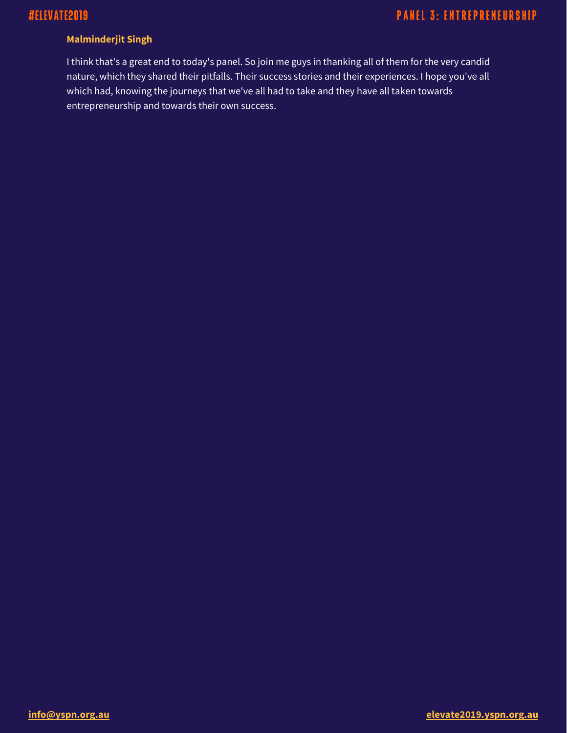**Malminderjit Singh**

I think that's a great end to today's panel. So join me guys in thanking all of them for the very candid nature, which they shared their pitfalls. Their success stories and their experiences. I hope you've all which had, knowing the journeys that we've all had to take and they have all taken towards entrepreneurship and towards their own success.